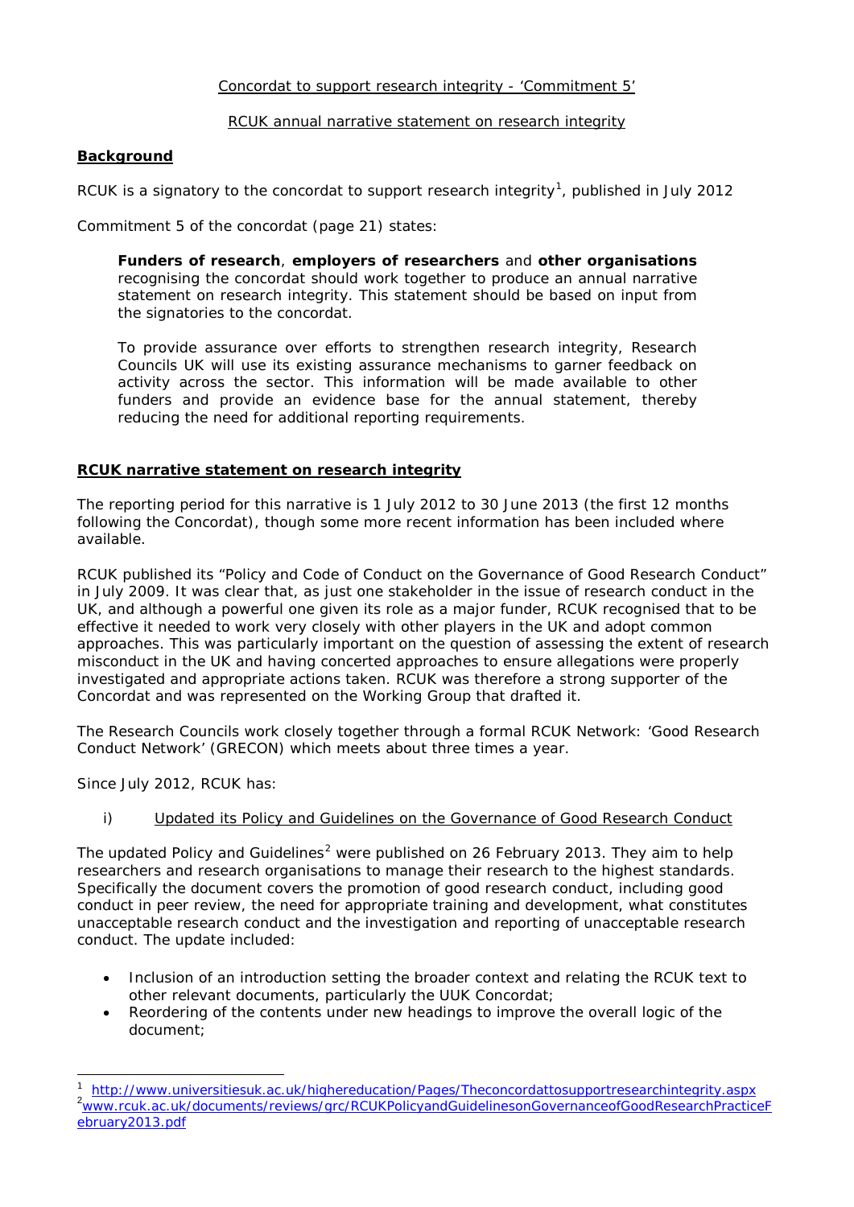Concordat to support research integrity - 'Commitment 5'

RCUK annual narrative statement on research integrity

## Background

RCUK is a signatory to the concordat to support research integrity[1], published in July 2012

Commitment 5 of the concordat (page 21) states:

> **Funders of research**, **employers of researchers** and **other organisations** recognising the concordat should work together to produce an annual narrative statement on research integrity. This statement should be based on input from the signatories to the concordat.
>
> To provide assurance over efforts to strengthen research integrity, Research Councils UK will use its existing assurance mechanisms to garner feedback on activity across the sector. This information will be made available to other funders and provide an evidence base for the annual statement, thereby reducing the need for additional reporting requirements.

## RCUK narrative statement on research integrity

The reporting period for this narrative is 1 July 2012 to 30 June 2013 (the first 12 months following the Concordat), though some more recent information has been included where available.

RCUK published its "Policy and Code of Conduct on the Governance of Good Research Conduct" in July 2009. It was clear that, as just one stakeholder in the issue of research conduct in the UK, and although a powerful one given its role as a major funder, RCUK recognised that to be effective it needed to work very closely with other players in the UK and adopt common approaches. This was particularly important on the question of assessing the extent of research misconduct in the UK and having concerted approaches to ensure allegations were properly investigated and appropriate actions taken. RCUK was therefore a strong supporter of the Concordat and was represented on the Working Group that drafted it.

The Research Councils work closely together through a formal RCUK Network: 'Good Research Conduct Network' (GRECON) which meets about three times a year.

Since July 2012, RCUK has:

i) Updated its Policy and Guidelines on the Governance of Good Research Conduct

The updated Policy and Guidelines[2] were published on 26 February 2013. They aim to help researchers and research organisations to manage their research to the highest standards. Specifically the document covers the promotion of good research conduct, including good conduct in peer review, the need for appropriate training and development, what constitutes unacceptable research conduct and the investigation and reporting of unacceptable research conduct. The update included:

- Inclusion of an introduction setting the broader context and relating the RCUK text to other relevant documents, particularly the UUK Concordat;
- Reordering of the contents under new headings to improve the overall logic of the document;

[1] http://www.universitiesuk.ac.uk/highereducation/Pages/Theconcordattosupportresearchintegrity.aspx

[2] www.rcuk.ac.uk/documents/reviews/grc/RCUKPolicyandGuidelinesonGovernanceofGoodResearchPracticeFebruary2013.pdf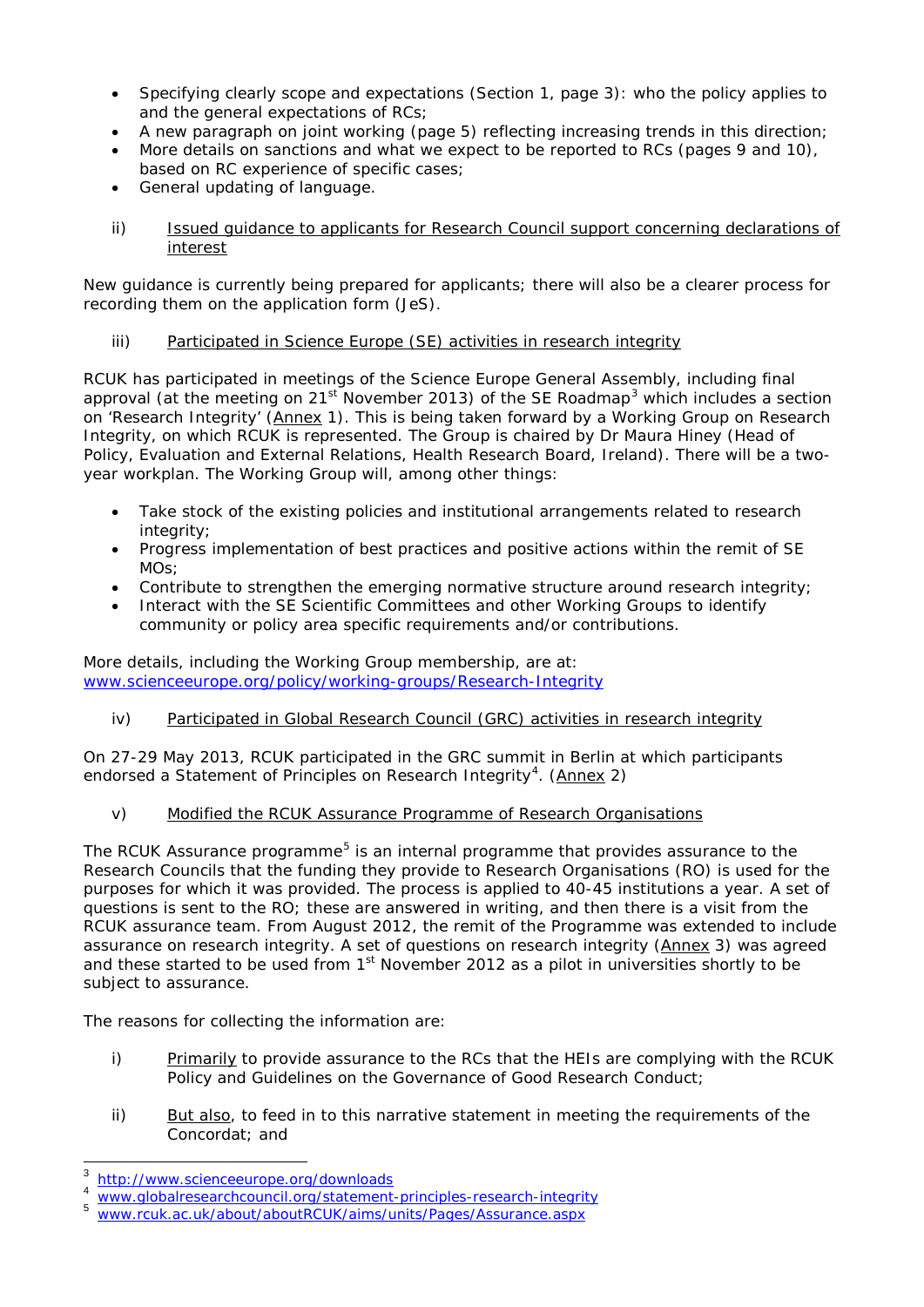- Specifying clearly scope and expectations (Section 1, page 3): who the policy applies to and the general expectations of RCs;
- A new paragraph on joint working (page 5) reflecting increasing trends in this direction;
- More details on sanctions and what we expect to be reported to RCs (pages 9 and 10), based on RC experience of specific cases;
- General updating of language.

ii) Issued guidance to applicants for Research Council support concerning declarations of interest

New guidance is currently being prepared for applicants; there will also be a clearer process for recording them on the application form (JeS).

iii) Participated in Science Europe (SE) activities in research integrity

RCUK has participated in meetings of the Science Europe General Assembly, including final approval (at the meeting on 21st November 2013) of the SE Roadmap[3] which includes a section on 'Research Integrity' (Annex 1). This is being taken forward by a Working Group on Research Integrity, on which RCUK is represented. The Group is chaired by Dr Maura Hiney (Head of Policy, Evaluation and External Relations, Health Research Board, Ireland). There will be a two-year workplan. The Working Group will, among other things:

- Take stock of the existing policies and institutional arrangements related to research integrity;
- Progress implementation of best practices and positive actions within the remit of SE MOs;
- Contribute to strengthen the emerging normative structure around research integrity;
- Interact with the SE Scientific Committees and other Working Groups to identify community or policy area specific requirements and/or contributions.

More details, including the Working Group membership, are at: www.scienceeurope.org/policy/working-groups/Research-Integrity

iv) Participated in Global Research Council (GRC) activities in research integrity

On 27-29 May 2013, RCUK participated in the GRC summit in Berlin at which participants endorsed a Statement of Principles on Research Integrity[4]. (Annex 2)

v) Modified the RCUK Assurance Programme of Research Organisations

The RCUK Assurance programme[5] is an internal programme that provides assurance to the Research Councils that the funding they provide to Research Organisations (RO) is used for the purposes for which it was provided. The process is applied to 40-45 institutions a year. A set of questions is sent to the RO; these are answered in writing, and then there is a visit from the RCUK assurance team. From August 2012, the remit of the Programme was extended to include assurance on research integrity. A set of questions on research integrity (Annex 3) was agreed and these started to be used from 1st November 2012 as a pilot in universities shortly to be subject to assurance.

The reasons for collecting the information are:

i) Primarily to provide assurance to the RCs that the HEIs are complying with the RCUK Policy and Guidelines on the Governance of Good Research Conduct;

ii) But also, to feed in to this narrative statement in meeting the requirements of the Concordat; and

---

[3] http://www.scienceeurope.org/downloads

[4] www.globalresearchcouncil.org/statement-principles-research-integrity

[5] www.rcuk.ac.uk/about/aboutRCUK/aims/units/Pages/Assurance.aspx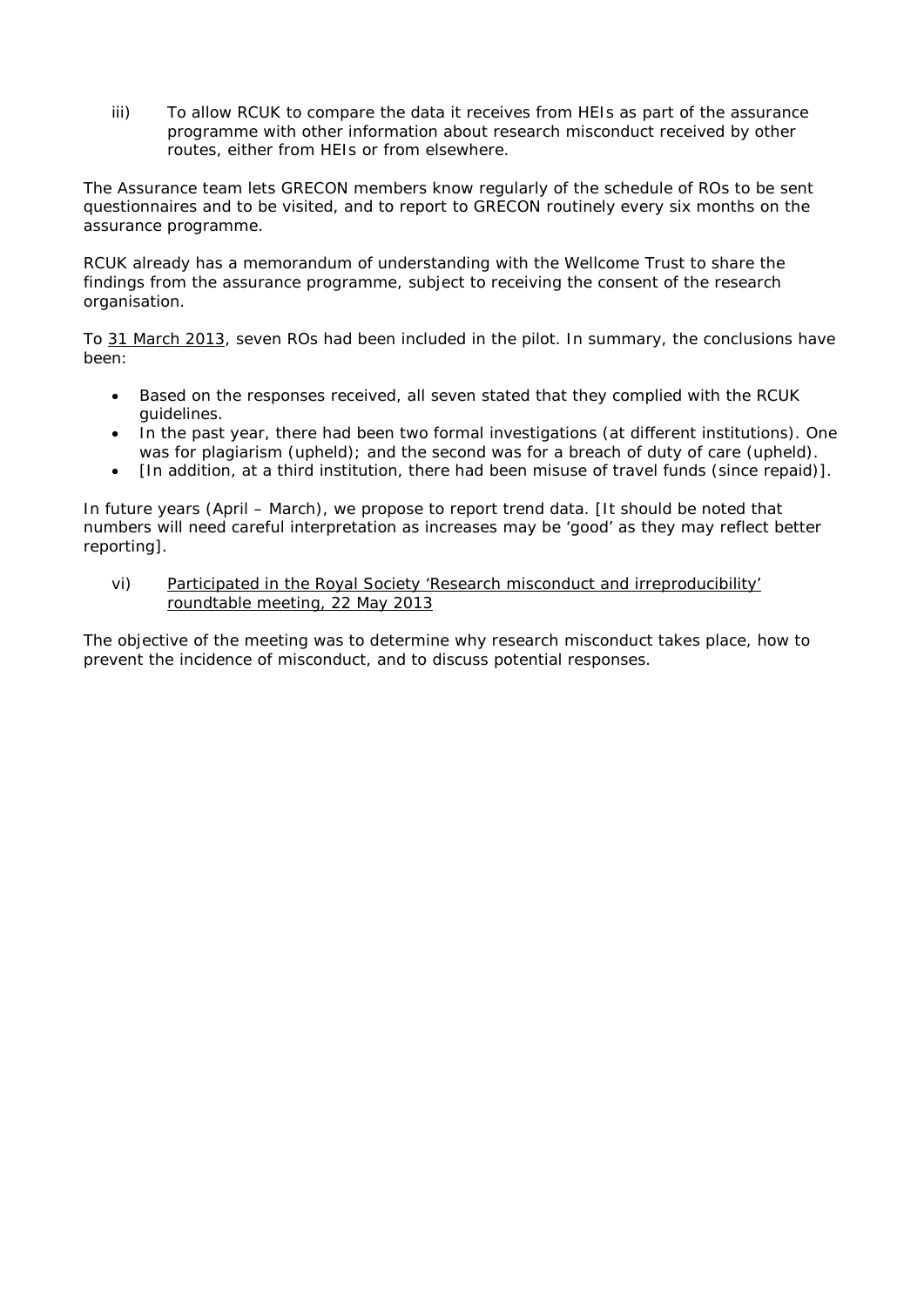iii) To allow RCUK to compare the data it receives from HEIs as part of the assurance programme with other information about research misconduct received by other routes, either from HEIs or from elsewhere.

The Assurance team lets GRECON members know regularly of the schedule of ROs to be sent questionnaires and to be visited, and to report to GRECON routinely every six months on the assurance programme.

RCUK already has a memorandum of understanding with the Wellcome Trust to share the findings from the assurance programme, subject to receiving the consent of the research organisation.

To <u>31 March 2013</u>, seven ROs had been included in the pilot. In summary, the conclusions have been:

- Based on the responses received, all seven stated that they complied with the RCUK guidelines.
- In the past year, there had been two formal investigations (at different institutions). One was for plagiarism (upheld); and the second was for a breach of duty of care (upheld).
- [In addition, at a third institution, there had been misuse of travel funds (since repaid)].

In future years (April – March), we propose to report trend data. [It should be noted that numbers will need careful interpretation as increases may be 'good' as they may reflect better reporting].

vi) <u>Participated in the Royal Society 'Research misconduct and irreproducibility' roundtable meeting, 22 May 2013</u>

The objective of the meeting was to determine why research misconduct takes place, how to prevent the incidence of misconduct, and to discuss potential responses.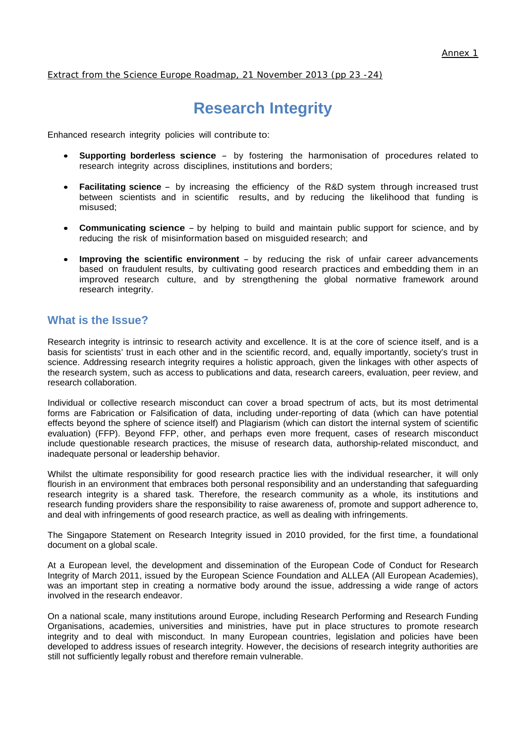Annex 1

Extract from the Science Europe Roadmap, 21 November 2013 (pp 23 -24)

# Research Integrity

Enhanced research integrity policies will contribute to:

- **Supporting borderless science** – by fostering the harmonisation of procedures related to research integrity across disciplines, institutions and borders;
- **Facilitating science** – by increasing the efficiency of the R&D system through increased trust between scientists and in scientific results, and by reducing the likelihood that funding is misused;
- **Communicating science** – by helping to build and maintain public support for science, and by reducing the risk of misinformation based on misguided research; and
- **Improving the scientific environment** – by reducing the risk of unfair career advancements based on fraudulent results, by cultivating good research practices and embedding them in an improved research culture, and by strengthening the global normative framework around research integrity.

## What is the Issue?

Research integrity is intrinsic to research activity and excellence. It is at the core of science itself, and is a basis for scientists' trust in each other and in the scientific record, and, equally importantly, society's trust in science. Addressing research integrity requires a holistic approach, given the linkages with other aspects of the research system, such as access to publications and data, research careers, evaluation, peer review, and research collaboration.

Individual or collective research misconduct can cover a broad spectrum of acts, but its most detrimental forms are Fabrication or Falsification of data, including under-reporting of data (which can have potential effects beyond the sphere of science itself) and Plagiarism (which can distort the internal system of scientific evaluation) (FFP). Beyond FFP, other, and perhaps even more frequent, cases of research misconduct include questionable research practices, the misuse of research data, authorship-related misconduct, and inadequate personal or leadership behavior.

Whilst the ultimate responsibility for good research practice lies with the individual researcher, it will only flourish in an environment that embraces both personal responsibility and an understanding that safeguarding research integrity is a shared task. Therefore, the research community as a whole, its institutions and research funding providers share the responsibility to raise awareness of, promote and support adherence to, and deal with infringements of good research practice, as well as dealing with infringements.

The Singapore Statement on Research Integrity issued in 2010 provided, for the first time, a foundational document on a global scale.

At a European level, the development and dissemination of the European Code of Conduct for Research Integrity of March 2011, issued by the European Science Foundation and ALLEA (All European Academies), was an important step in creating a normative body around the issue, addressing a wide range of actors involved in the research endeavor.

On a national scale, many institutions around Europe, including Research Performing and Research Funding Organisations, academies, universities and ministries, have put in place structures to promote research integrity and to deal with misconduct. In many European countries, legislation and policies have been developed to address issues of research integrity. However, the decisions of research integrity authorities are still not sufficiently legally robust and therefore remain vulnerable.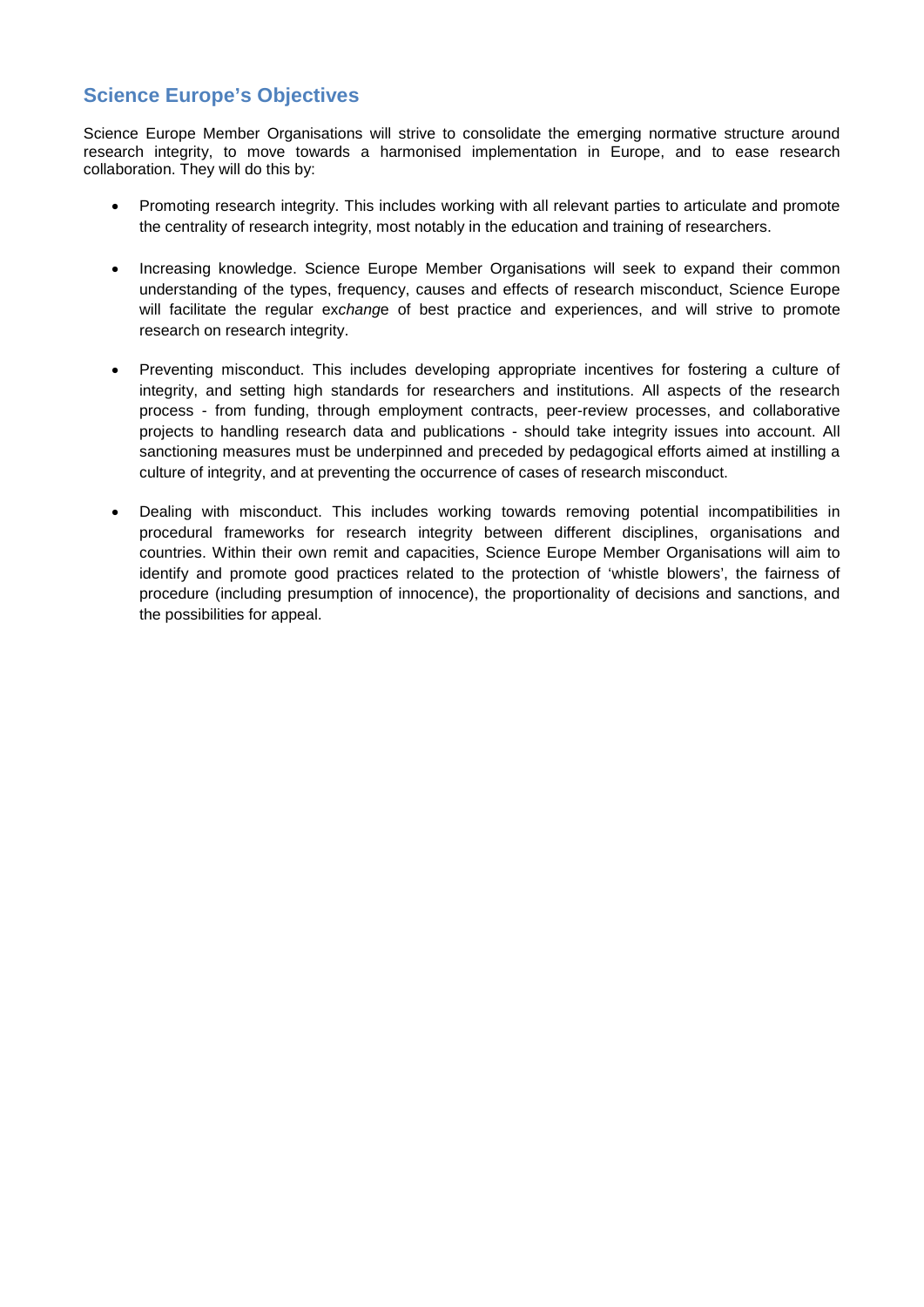## Science Europe's Objectives

Science Europe Member Organisations will strive to consolidate the emerging normative structure around research integrity, to move towards a harmonised implementation in Europe, and to ease research collaboration. They will do this by:

- Promoting research integrity. This includes working with all relevant parties to articulate and promote the centrality of research integrity, most notably in the education and training of researchers.

- Increasing knowledge. Science Europe Member Organisations will seek to expand their common understanding of the types, frequency, causes and effects of research misconduct, Science Europe will facilitate the regular ex*chang*e of best practice and experiences, and will strive to promote research on research integrity.

- Preventing misconduct. This includes developing appropriate incentives for fostering a culture of integrity, and setting high standards for researchers and institutions. All aspects of the research process - from funding, through employment contracts, peer-review processes, and collaborative projects to handling research data and publications - should take integrity issues into account. All sanctioning measures must be underpinned and preceded by pedagogical efforts aimed at instilling a culture of integrity, and at preventing the occurrence of cases of research misconduct.

- Dealing with misconduct. This includes working towards removing potential incompatibilities in procedural frameworks for research integrity between different disciplines, organisations and countries. Within their own remit and capacities, Science Europe Member Organisations will aim to identify and promote good practices related to the protection of 'whistle blowers', the fairness of procedure (including presumption of innocence), the proportionality of decisions and sanctions, and the possibilities for appeal.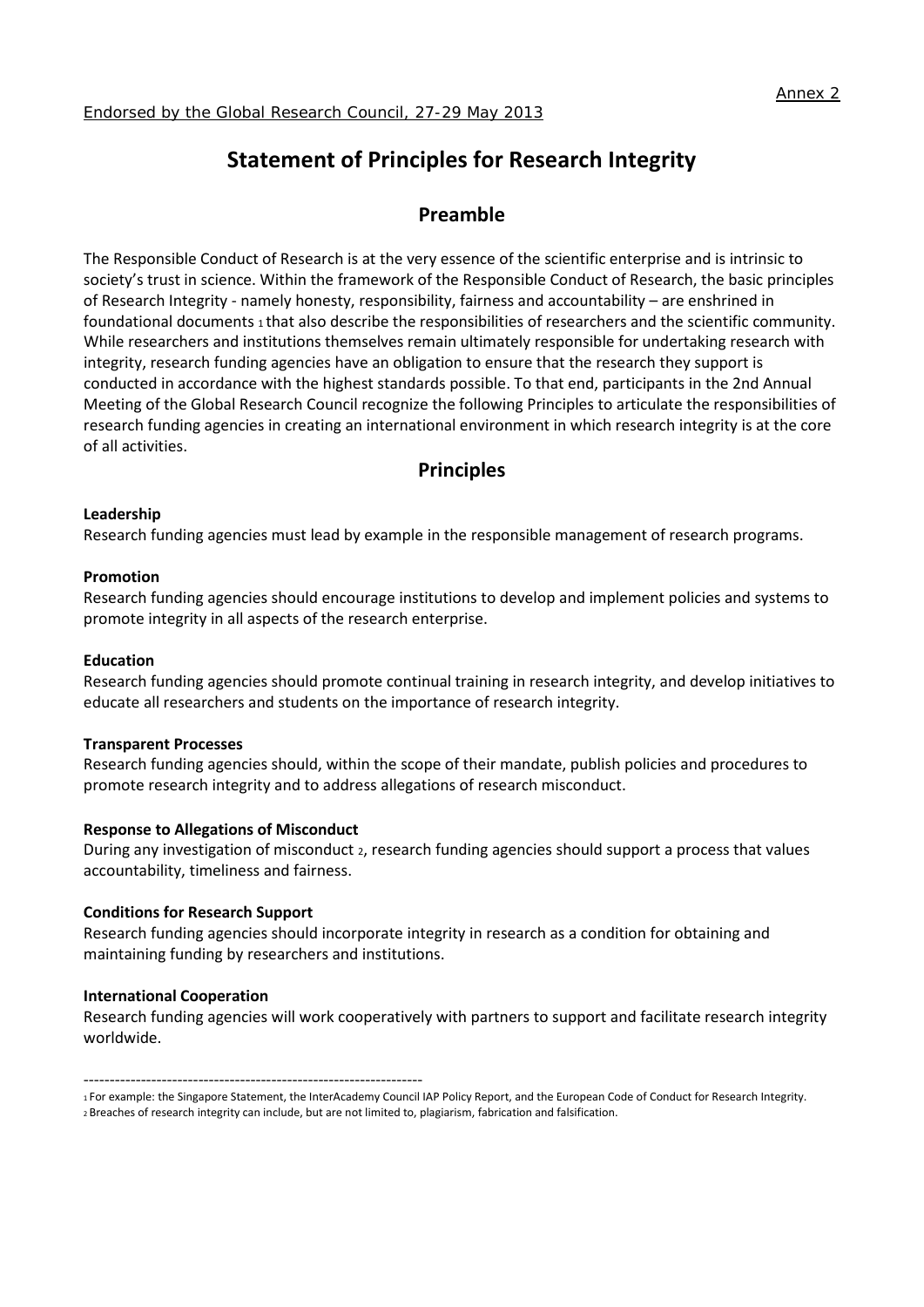Annex 2

*Endorsed by the Global Research Council, 27-29 May 2013*

# Statement of Principles for Research Integrity

## Preamble

The Responsible Conduct of Research is at the very essence of the scientific enterprise and is intrinsic to society's trust in science. Within the framework of the Responsible Conduct of Research, the basic principles of Research Integrity - namely honesty, responsibility, fairness and accountability – are enshrined in foundational documents [1] that also describe the responsibilities of researchers and the scientific community. While researchers and institutions themselves remain ultimately responsible for undertaking research with integrity, research funding agencies have an obligation to ensure that the research they support is conducted in accordance with the highest standards possible. To that end, participants in the 2nd Annual Meeting of the Global Research Council recognize the following Principles to articulate the responsibilities of research funding agencies in creating an international environment in which research integrity is at the core of all activities.

## Principles

**Leadership**
Research funding agencies must lead by example in the responsible management of research programs.

**Promotion**
Research funding agencies should encourage institutions to develop and implement policies and systems to promote integrity in all aspects of the research enterprise.

**Education**
Research funding agencies should promote continual training in research integrity, and develop initiatives to educate all researchers and students on the importance of research integrity.

**Transparent Processes**
Research funding agencies should, within the scope of their mandate, publish policies and procedures to promote research integrity and to address allegations of research misconduct.

**Response to Allegations of Misconduct**
During any investigation of misconduct [2], research funding agencies should support a process that values accountability, timeliness and fairness.

**Conditions for Research Support**
Research funding agencies should incorporate integrity in research as a condition for obtaining and maintaining funding by researchers and institutions.

**International Cooperation**
Research funding agencies will work cooperatively with partners to support and facilitate research integrity worldwide.

-----------------------------------------------------------------

[1] For example: the Singapore Statement, the InterAcademy Council IAP Policy Report, and the European Code of Conduct for Research Integrity.

[2] Breaches of research integrity can include, but are not limited to, plagiarism, fabrication and falsification.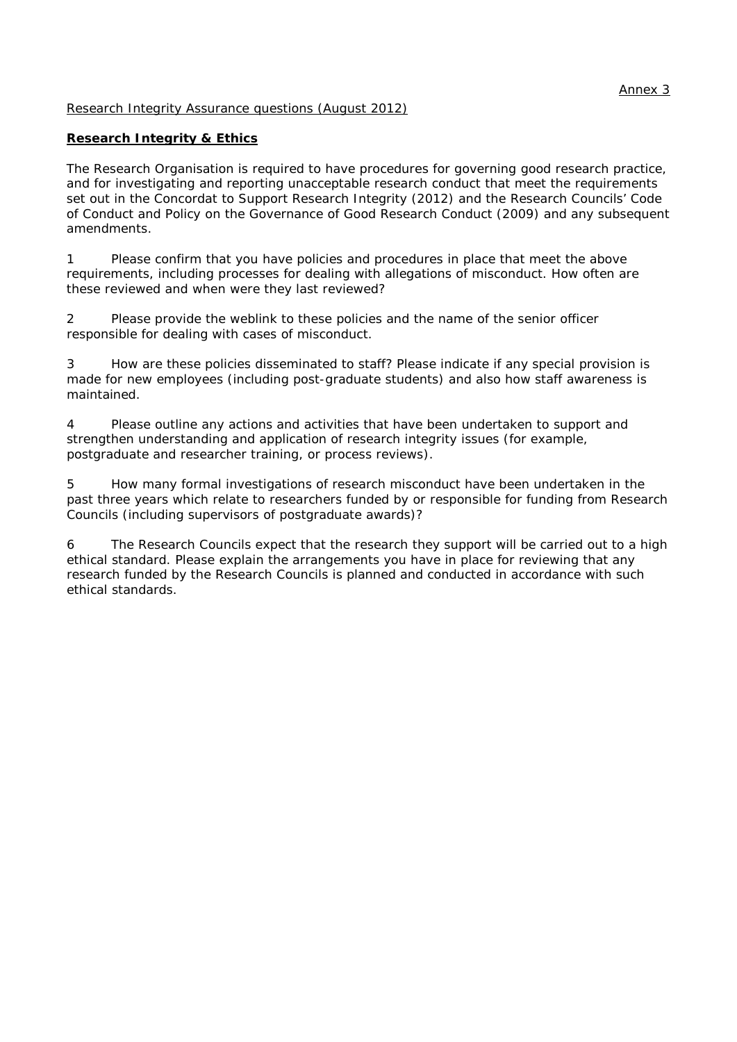Annex 3

Research Integrity Assurance questions (August 2012)

**Research Integrity & Ethics**

The Research Organisation is required to have procedures for governing good research practice, and for investigating and reporting unacceptable research conduct that meet the requirements set out in the Concordat to Support Research Integrity (2012) and the Research Councils' Code of Conduct and Policy on the Governance of Good Research Conduct (2009) and any subsequent amendments.

1 Please confirm that you have policies and procedures in place that meet the above requirements, including processes for dealing with allegations of misconduct. How often are these reviewed and when were they last reviewed?

2 Please provide the weblink to these policies and the name of the senior officer responsible for dealing with cases of misconduct.

3 How are these policies disseminated to staff? Please indicate if any special provision is made for new employees (including post-graduate students) and also how staff awareness is maintained.

4 Please outline any actions and activities that have been undertaken to support and strengthen understanding and application of research integrity issues (for example, postgraduate and researcher training, or process reviews).

5 How many formal investigations of research misconduct have been undertaken in the past three years which relate to researchers funded by or responsible for funding from Research Councils (including supervisors of postgraduate awards)?

6 The Research Councils expect that the research they support will be carried out to a high ethical standard. Please explain the arrangements you have in place for reviewing that any research funded by the Research Councils is planned and conducted in accordance with such ethical standards.